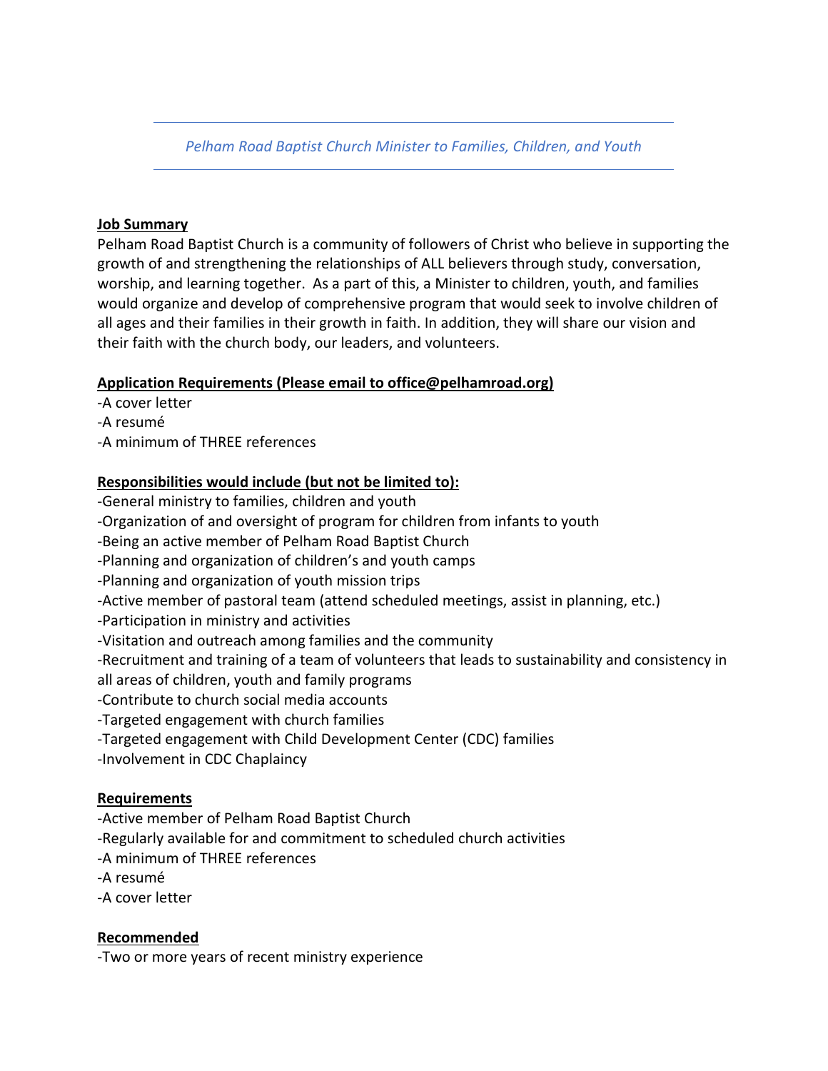*Pelham Road Baptist Church Minister to Families, Children, and Youth*

---

**Job Summary**

Pelham Road Baptist Church is a community of followers of Christ who believe in supporting the growth of and strengthening the relationships of ALL believers through study, conversation, worship, and learning together. As a part of this, a Minister to children, youth, and families would organize and develop of comprehensive program that would seek to involve children of all ages and their families in their growth in faith. In addition, they will share our vision and their faith with the church body, our leaders, and volunteers.

**Application Requirements (Please email to office@pelhamroad.org)**

-A cover letter
-A resumé
-A minimum of THREE references

**Responsibilities would include (but not be limited to):**

-General ministry to families, children and youth
-Organization of and oversight of program for children from infants to youth
-Being an active member of Pelham Road Baptist Church
-Planning and organization of children's and youth camps
-Planning and organization of youth mission trips
-Active member of pastoral team (attend scheduled meetings, assist in planning, etc.)
-Participation in ministry and activities
-Visitation and outreach among families and the community
-Recruitment and training of a team of volunteers that leads to sustainability and consistency in all areas of children, youth and family programs
-Contribute to church social media accounts
-Targeted engagement with church families
-Targeted engagement with Child Development Center (CDC) families
-Involvement in CDC Chaplaincy

**Requirements**

-Active member of Pelham Road Baptist Church
-Regularly available for and commitment to scheduled church activities
-A minimum of THREE references
-A resumé
-A cover letter

**Recommended**

-Two or more years of recent ministry experience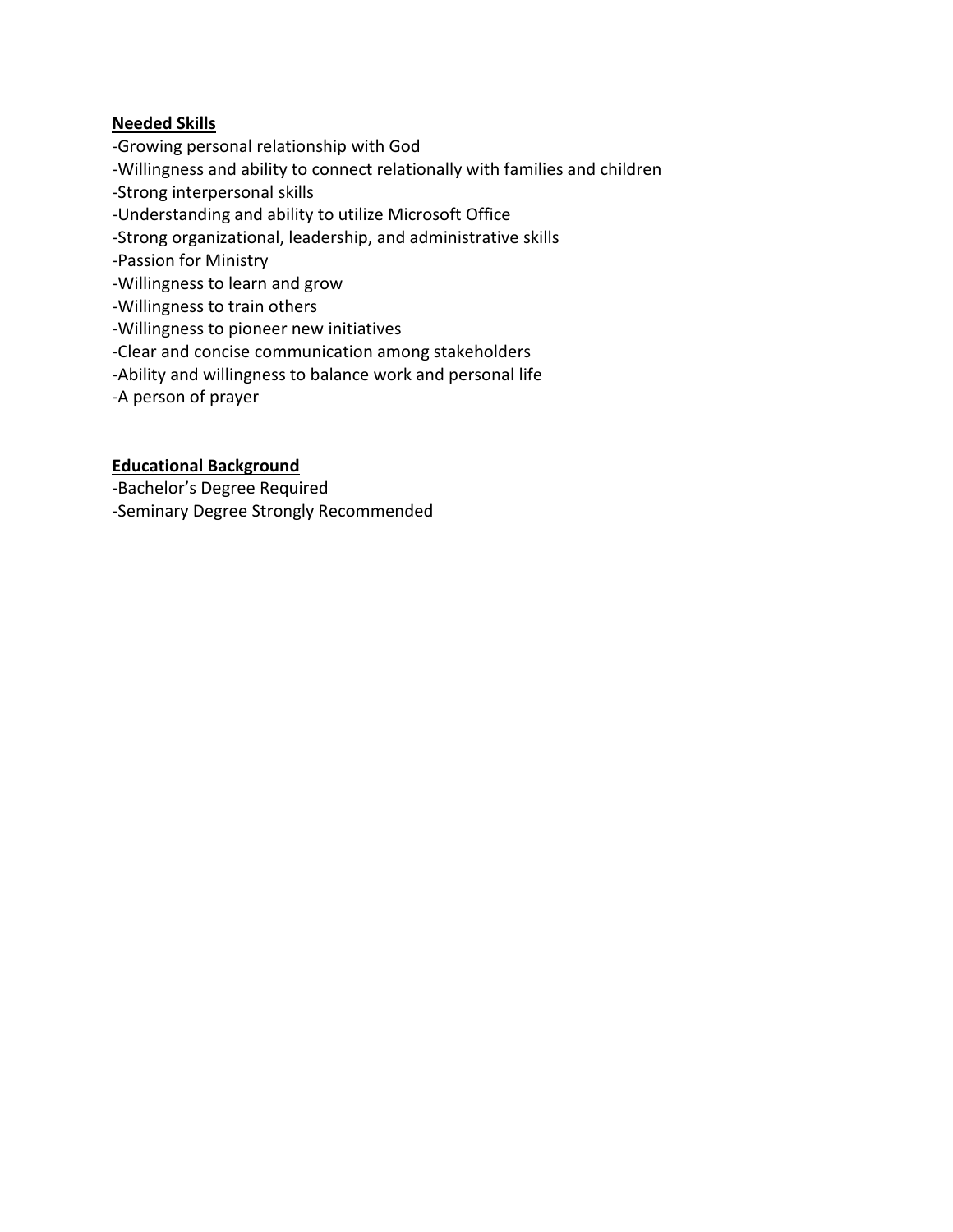**Needed Skills**

-Growing personal relationship with God
-Willingness and ability to connect relationally with families and children
-Strong interpersonal skills
-Understanding and ability to utilize Microsoft Office
-Strong organizational, leadership, and administrative skills
-Passion for Ministry
-Willingness to learn and grow
-Willingness to train others
-Willingness to pioneer new initiatives
-Clear and concise communication among stakeholders
-Ability and willingness to balance work and personal life
-A person of prayer

**Educational Background**

-Bachelor's Degree Required
-Seminary Degree Strongly Recommended